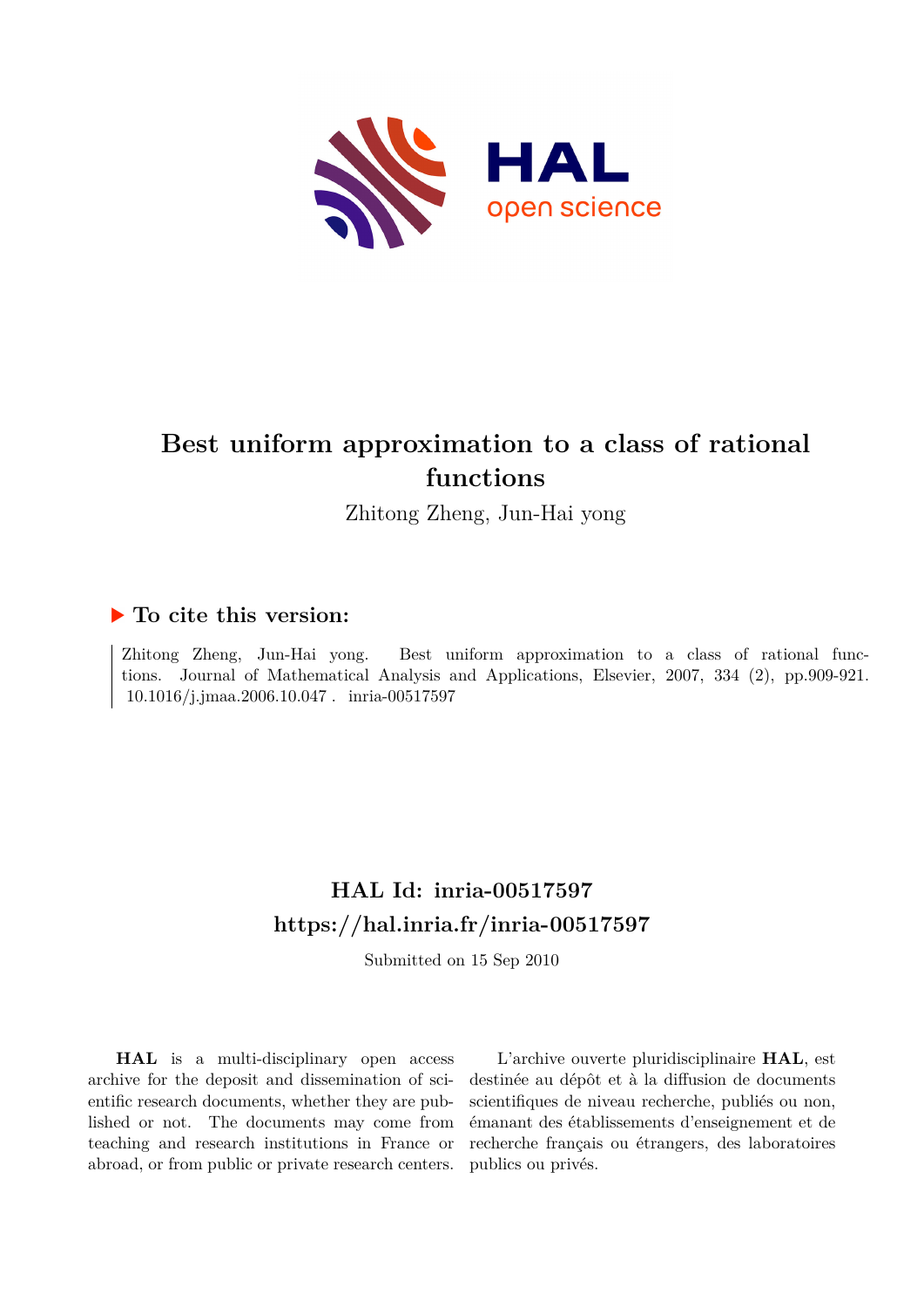# Best uniform approximation to a class of rational functions

Zhitong Zheng, Jun-Hai yong

## ▶ To cite this version:

Zhitong Zheng, Jun-Hai yong. Best uniform approximation to a class of rational functions. Journal of Mathematical Analysis and Applications, Elsevier, 2007, 334 (2), pp.909-921. 10.1016/j.jmaa.2006.10.047 . inria-00517597

## HAL Id: inria-00517597

## https://hal.inria.fr/inria-00517597

Submitted on 15 Sep 2010

**HAL** is a multi-disciplinary open access archive for the deposit and dissemination of scientific research documents, whether they are published or not. The documents may come from teaching and research institutions in France or abroad, or from public or private research centers.

L'archive ouverte pluridisciplinaire **HAL**, est destinée au dépôt et à la diffusion de documents scientifiques de niveau recherche, publiés ou non, émanant des établissements d'enseignement et de recherche français ou étrangers, des laboratoires publics ou privés.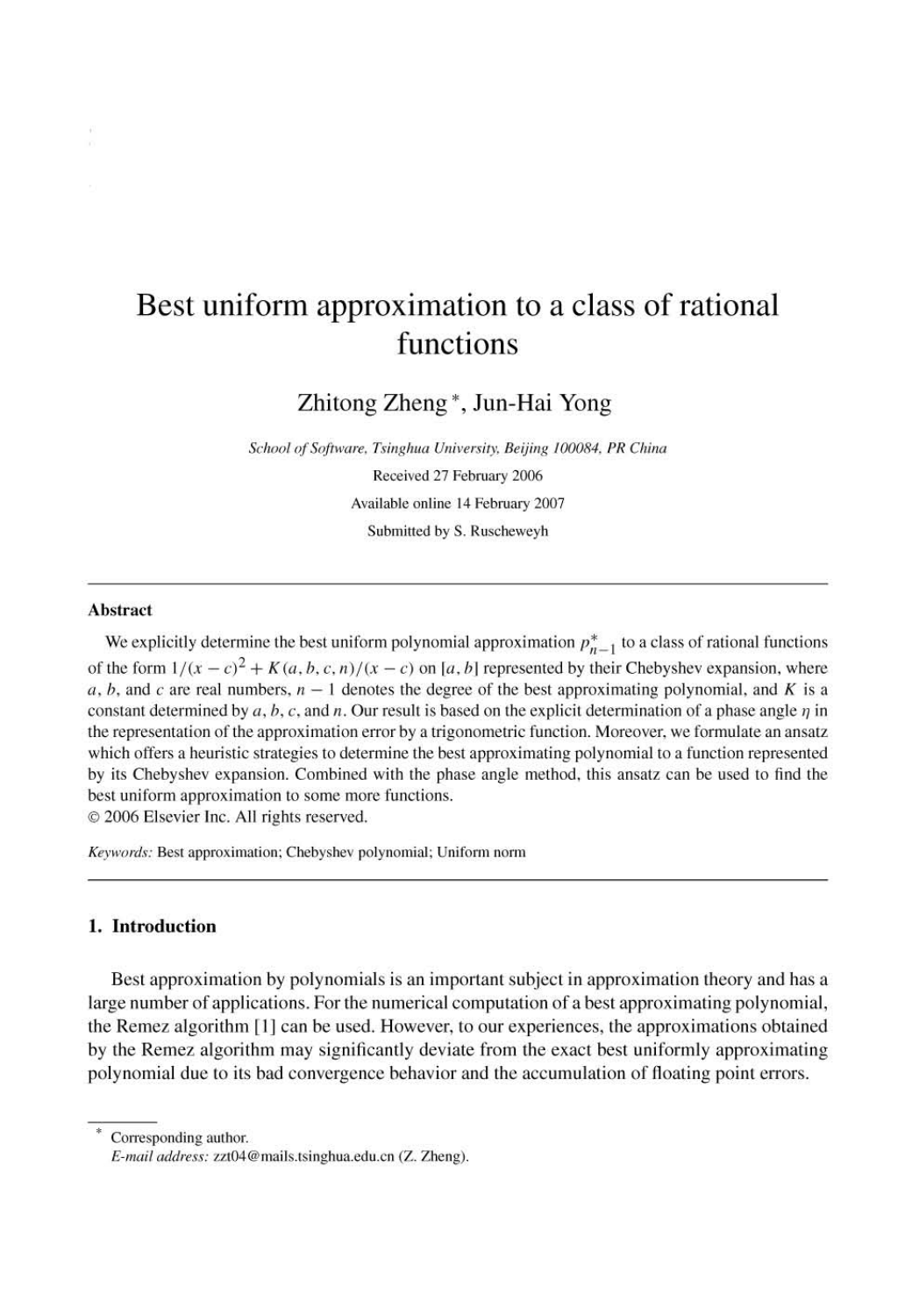# Best uniform approximation to a class of rational functions

Zhitong Zheng [*], Jun-Hai Yong

*School of Software, Tsinghua University, Beijing 100084, PR China*

Received 27 February 2006

Available online 14 February 2007

Submitted by S. Ruscheweyh

---

**Abstract**

We explicitly determine the best uniform polynomial approximation $p_{n-1}^*$ to a class of rational functions of the form $1/(x-c)^2 + K(a,b,c,n)/(x-c)$ on $[a,b]$ represented by their Chebyshev expansion, where $a$, $b$, and $c$ are real numbers, $n-1$ denotes the degree of the best approximating polynomial, and $K$ is a constant determined by $a$, $b$, $c$, and $n$. Our result is based on the explicit determination of a phase angle $\eta$ in the representation of the approximation error by a trigonometric function. Moreover, we formulate an ansatz which offers a heuristic strategies to determine the best approximating polynomial to a function represented by its Chebyshev expansion. Combined with the phase angle method, this ansatz can be used to find the best uniform approximation to some more functions.

© 2006 Elsevier Inc. All rights reserved.

*Keywords:* Best approximation; Chebyshev polynomial; Uniform norm

---

## 1. Introduction

Best approximation by polynomials is an important subject in approximation theory and has a large number of applications. For the numerical computation of a best approximating polynomial, the Remez algorithm [1] can be used. However, to our experiences, the approximations obtained by the Remez algorithm may significantly deviate from the exact best uniformly approximating polynomial due to its bad convergence behavior and the accumulation of floating point errors.

---

[*] Corresponding author.
*E-mail address:* zzt04@mails.tsinghua.edu.cn (Z. Zheng).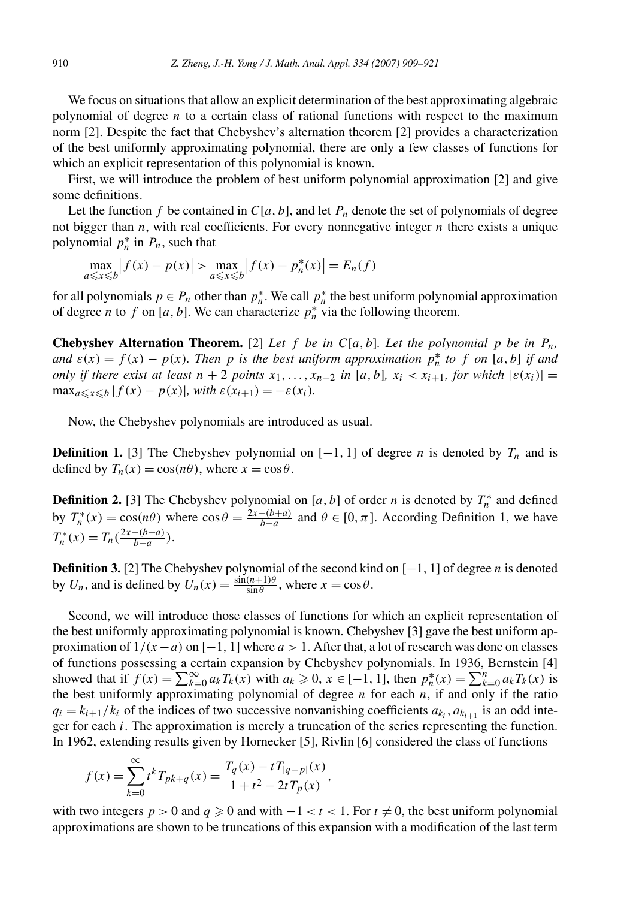We focus on situations that allow an explicit determination of the best approximating algebraic polynomial of degree $n$ to a certain class of rational functions with respect to the maximum norm [2]. Despite the fact that Chebyshev's alternation theorem [2] provides a characterization of the best uniformly approximating polynomial, there are only a few classes of functions for which an explicit representation of this polynomial is known.

First, we will introduce the problem of best uniform polynomial approximation [2] and give some definitions.

Let the function $f$ be contained in $C[a,b]$, and let $P_n$ denote the set of polynomials of degree not bigger than $n$, with real coefficients. For every nonnegative integer $n$ there exists a unique polynomial $p_n^*$ in $P_n$, such that

$$\max_{a\leqslant x\leqslant b}\left|f(x)-p(x)\right| > \max_{a\leqslant x\leqslant b}\left|f(x)-p_n^*(x)\right| = E_n(f)$$

for all polynomials $p \in P_n$ other than $p_n^*$. We call $p_n^*$ the best uniform polynomial approximation of degree $n$ to $f$ on $[a,b]$. We can characterize $p_n^*$ via the following theorem.

**Chebyshev Alternation Theorem.** [2] *Let $f$ be in $C[a,b]$. Let the polynomial $p$ be in $P_n$, and $\varepsilon(x) = f(x) - p(x)$. Then $p$ is the best uniform approximation $p_n^*$ to $f$ on $[a,b]$ if and only if there exist at least $n+2$ points $x_1, \ldots, x_{n+2}$ in $[a,b]$, $x_i < x_{i+1}$, for which $|\varepsilon(x_i)| = \max_{a\leqslant x\leqslant b}|f(x)-p(x)|$, with $\varepsilon(x_{i+1}) = -\varepsilon(x_i)$.*

Now, the Chebyshev polynomials are introduced as usual.

**Definition 1.** [3] The Chebyshev polynomial on $[-1,1]$ of degree $n$ is denoted by $T_n$ and is defined by $T_n(x) = \cos(n\theta)$, where $x = \cos\theta$.

**Definition 2.** [3] The Chebyshev polynomial on $[a,b]$ of order $n$ is denoted by $T_n^*$ and defined by $T_n^*(x) = \cos(n\theta)$ where $\cos\theta = \frac{2x-(b+a)}{b-a}$ and $\theta \in [0,\pi]$. According Definition 1, we have $T_n^*(x) = T_n(\frac{2x-(b+a)}{b-a})$.

**Definition 3.** [2] The Chebyshev polynomial of the second kind on $[-1,1]$ of degree $n$ is denoted by $U_n$, and is defined by $U_n(x) = \frac{\sin(n+1)\theta}{\sin\theta}$, where $x = \cos\theta$.

Second, we will introduce those classes of functions for which an explicit representation of the best uniformly approximating polynomial is known. Chebyshev [3] gave the best uniform approximation of $1/(x-a)$ on $[-1,1]$ where $a > 1$. After that, a lot of research was done on classes of functions possessing a certain expansion by Chebyshev polynomials. In 1936, Bernstein [4] showed that if $f(x) = \sum_{k=0}^{\infty} a_k T_k(x)$ with $a_k \geqslant 0$, $x \in [-1,1]$, then $p_n^*(x) = \sum_{k=0}^{n} a_k T_k(x)$ is the best uniformly approximating polynomial of degree $n$ for each $n$, if and only if the ratio $q_i = k_{i+1}/k_i$ of the indices of two successive nonvanishing coefficients $a_{k_i}, a_{k_{i+1}}$ is an odd integer for each $i$. The approximation is merely a truncation of the series representing the function. In 1962, extending results given by Hornecker [5], Rivlin [6] considered the class of functions

$$f(x) = \sum_{k=0}^{\infty} t^k T_{pk+q}(x) = \frac{T_q(x) - tT_{|q-p|}(x)}{1+t^2-2tT_p(x)},$$

with two integers $p > 0$ and $q \geqslant 0$ and with $-1 < t < 1$. For $t \neq 0$, the best uniform polynomial approximations are shown to be truncations of this expansion with a modification of the last term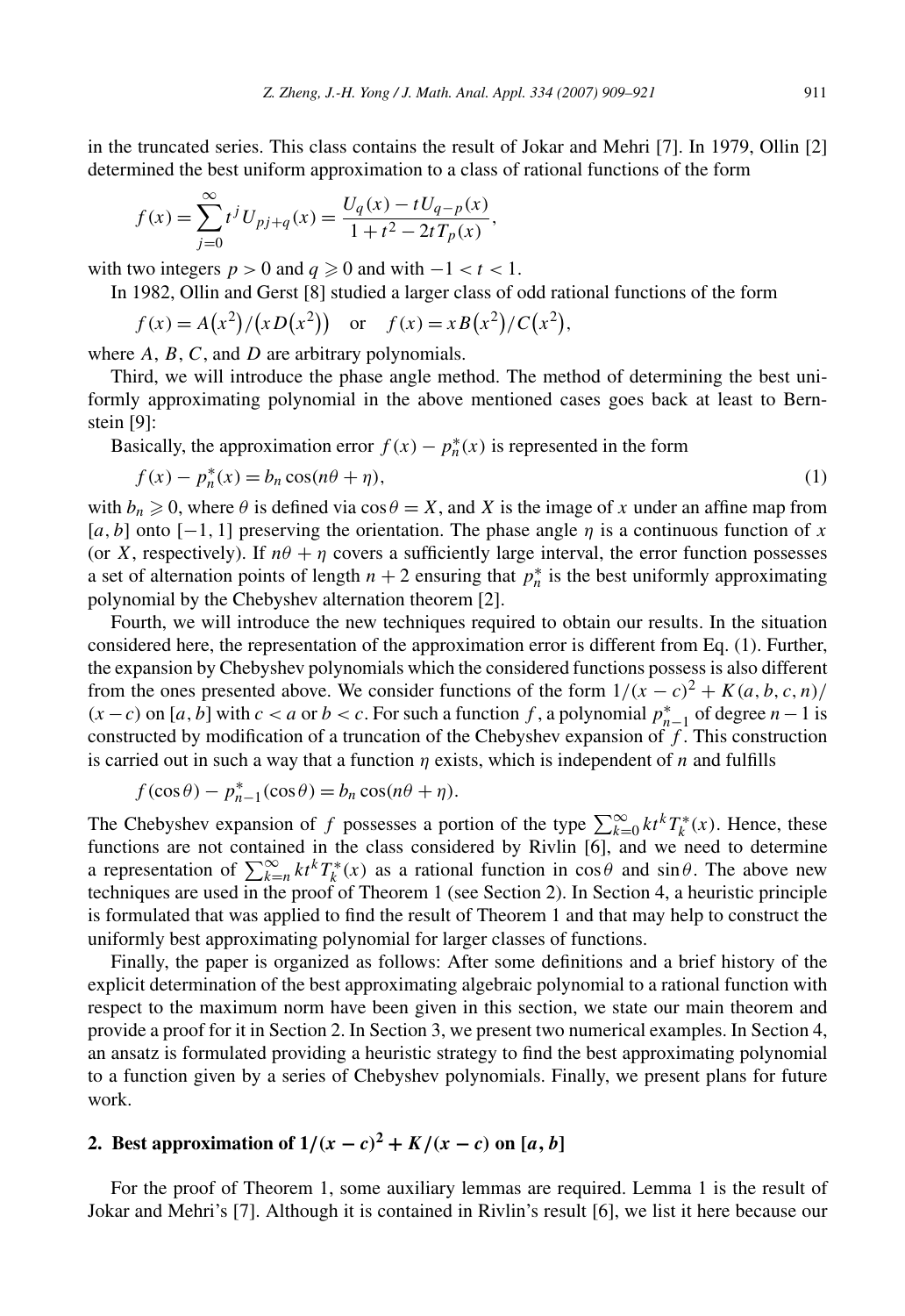in the truncated series. This class contains the result of Jokar and Mehri [7]. In 1979, Ollin [2] determined the best uniform approximation to a class of rational functions of the form

$$f(x)=\sum_{j=0}^{\infty} t^j U_{pj+q}(x)=\frac{U_q(x)-tU_{q-p}(x)}{1+t^2-2tT_p(x)},$$

with two integers $p>0$ and $q\geqslant 0$ and with $-1<t<1$.

In 1982, Ollin and Gerst [8] studied a larger class of odd rational functions of the form

$$f(x)=A\left(x^2\right)/\left(xD\left(x^2\right)\right) \quad \text{or} \quad f(x)=xB\left(x^2\right)/C\left(x^2\right),$$

where $A$, $B$, $C$, and $D$ are arbitrary polynomials.

Third, we will introduce the phase angle method. The method of determining the best uniformly approximating polynomial in the above mentioned cases goes back at least to Bernstein [9]:

Basically, the approximation error $f(x)-p_n^*(x)$ is represented in the form

$$f(x)-p_n^*(x)=b_n\cos(n\theta+\eta), \tag{1}$$

with $b_n\geqslant 0$, where $\theta$ is defined via $\cos\theta=X$, and $X$ is the image of $x$ under an affine map from $[a,b]$ onto $[-1,1]$ preserving the orientation. The phase angle $\eta$ is a continuous function of $x$ (or $X$, respectively). If $n\theta+\eta$ covers a sufficiently large interval, the error function possesses a set of alternation points of length $n+2$ ensuring that $p_n^*$ is the best uniformly approximating polynomial by the Chebyshev alternation theorem [2].

Fourth, we will introduce the new techniques required to obtain our results. In the situation considered here, the representation of the approximation error is different from Eq. (1). Further, the expansion by Chebyshev polynomials which the considered functions possess is also different from the ones presented above. We consider functions of the form $1/(x-c)^2+K(a,b,c,n)/(x-c)$ on $[a,b]$ with $c<a$ or $b<c$. For such a function $f$, a polynomial $p_{n-1}^*$ of degree $n-1$ is constructed by modification of a truncation of the Chebyshev expansion of $f$. This construction is carried out in such a way that a function $\eta$ exists, which is independent of $n$ and fulfills

$$f(\cos\theta)-p_{n-1}^*(\cos\theta)=b_n\cos(n\theta+\eta).$$

The Chebyshev expansion of $f$ possesses a portion of the type $\sum_{k=0}^{\infty}kt^kT_k^*(x)$. Hence, these functions are not contained in the class considered by Rivlin [6], and we need to determine a representation of $\sum_{k=n}^{\infty}kt^kT_k^*(x)$ as a rational function in $\cos\theta$ and $\sin\theta$. The above new techniques are used in the proof of Theorem 1 (see Section 2). In Section 4, a heuristic principle is formulated that was applied to find the result of Theorem 1 and that may help to construct the uniformly best approximating polynomial for larger classes of functions.

Finally, the paper is organized as follows: After some definitions and a brief history of the explicit determination of the best approximating algebraic polynomial to a rational function with respect to the maximum norm have been given in this section, we state our main theorem and provide a proof for it in Section 2. In Section 3, we present two numerical examples. In Section 4, an ansatz is formulated providing a heuristic strategy to find the best approximating polynomial to a function given by a series of Chebyshev polynomials. Finally, we present plans for future work.

## 2. Best approximation of $1/(x-c)^2+K/(x-c)$ on $[a,b]$

For the proof of Theorem 1, some auxiliary lemmas are required. Lemma 1 is the result of Jokar and Mehri's [7]. Although it is contained in Rivlin's result [6], we list it here because our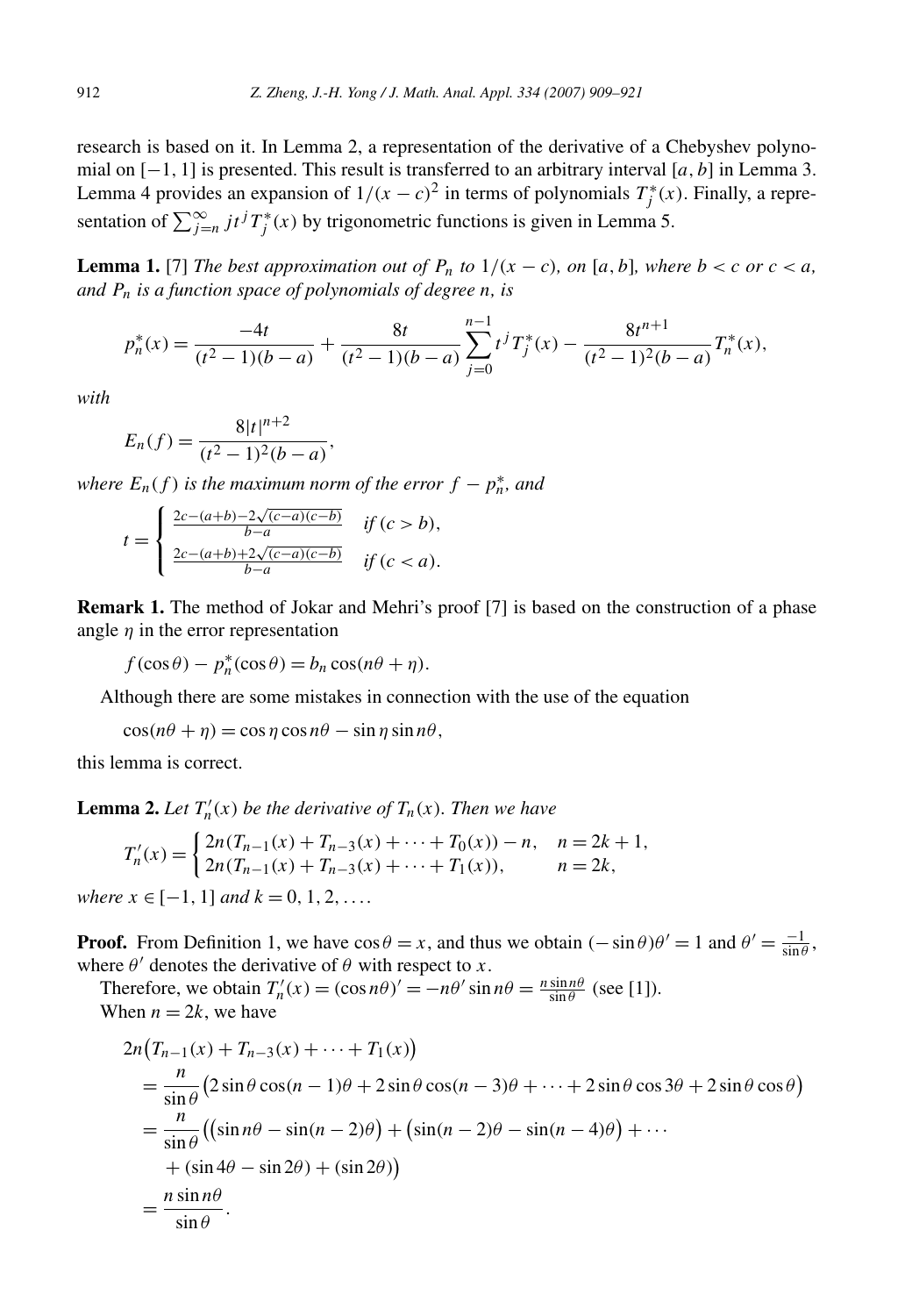research is based on it. In Lemma 2, a representation of the derivative of a Chebyshev polynomial on $[-1,1]$ is presented. This result is transferred to an arbitrary interval $[a,b]$ in Lemma 3. Lemma 4 provides an expansion of $1/(x-c)^2$ in terms of polynomials $T_j^*(x)$. Finally, a representation of $\sum_{j=n}^{\infty} j t^j T_j^*(x)$ by trigonometric functions is given in Lemma 5.

**Lemma 1.** [7] *The best approximation out of $P_n$ to $1/(x-c)$, on $[a,b]$, where $b<c$ or $c<a$, and $P_n$ is a function space of polynomials of degree $n$, is*

$$p_n^*(x) = \frac{-4t}{(t^2-1)(b-a)} + \frac{8t}{(t^2-1)(b-a)} \sum_{j=0}^{n-1} t^j T_j^*(x) - \frac{8t^{n+1}}{(t^2-1)^2(b-a)} T_n^*(x),$$

*with*

$$E_n(f) = \frac{8|t|^{n+2}}{(t^2-1)^2(b-a)},$$

*where $E_n(f)$ is the maximum norm of the error $f - p_n^*$, and*

$$t = \begin{cases} \frac{2c-(a+b)-2\sqrt{(c-a)(c-b)}}{b-a} & \text{if } (c>b), \\ \frac{2c-(a+b)+2\sqrt{(c-a)(c-b)}}{b-a} & \text{if } (c<a). \end{cases}$$

**Remark 1.** The method of Jokar and Mehri's proof [7] is based on the construction of a phase angle $\eta$ in the error representation

$$f(\cos\theta) - p_n^*(\cos\theta) = b_n \cos(n\theta + \eta).$$

Although there are some mistakes in connection with the use of the equation

$$\cos(n\theta + \eta) = \cos\eta \cos n\theta - \sin\eta \sin n\theta,$$

this lemma is correct.

**Lemma 2.** *Let $T_n'(x)$ be the derivative of $T_n(x)$. Then we have*

$$T_n'(x) = \begin{cases} 2n(T_{n-1}(x) + T_{n-3}(x) + \cdots + T_0(x)) - n, & n = 2k+1, \\ 2n(T_{n-1}(x) + T_{n-3}(x) + \cdots + T_1(x)), & n = 2k, \end{cases}$$

*where $x \in [-1,1]$ and $k = 0,1,2,\ldots$.*

**Proof.** From Definition 1, we have $\cos\theta = x$, and thus we obtain $(-\sin\theta)\theta' = 1$ and $\theta' = \frac{-1}{\sin\theta}$, where $\theta'$ denotes the derivative of $\theta$ with respect to $x$.

Therefore, we obtain $T_n'(x) = (\cos n\theta)' = -n\theta' \sin n\theta = \frac{n \sin n\theta}{\sin\theta}$ (see [1]).

When $n = 2k$, we have

$$\begin{aligned}
&2n\big(T_{n-1}(x) + T_{n-3}(x) + \cdots + T_1(x)\big) \\
&= \frac{n}{\sin\theta}\big(2\sin\theta\cos(n-1)\theta + 2\sin\theta\cos(n-3)\theta + \cdots + 2\sin\theta\cos 3\theta + 2\sin\theta\cos\theta\big) \\
&= \frac{n}{\sin\theta}\big(\big(\sin n\theta - \sin(n-2)\theta\big) + \big(\sin(n-2)\theta - \sin(n-4)\theta\big) + \cdots \\
&\quad + (\sin 4\theta - \sin 2\theta) + (\sin 2\theta)\big) \\
&= \frac{n\sin n\theta}{\sin\theta}.
\end{aligned}$$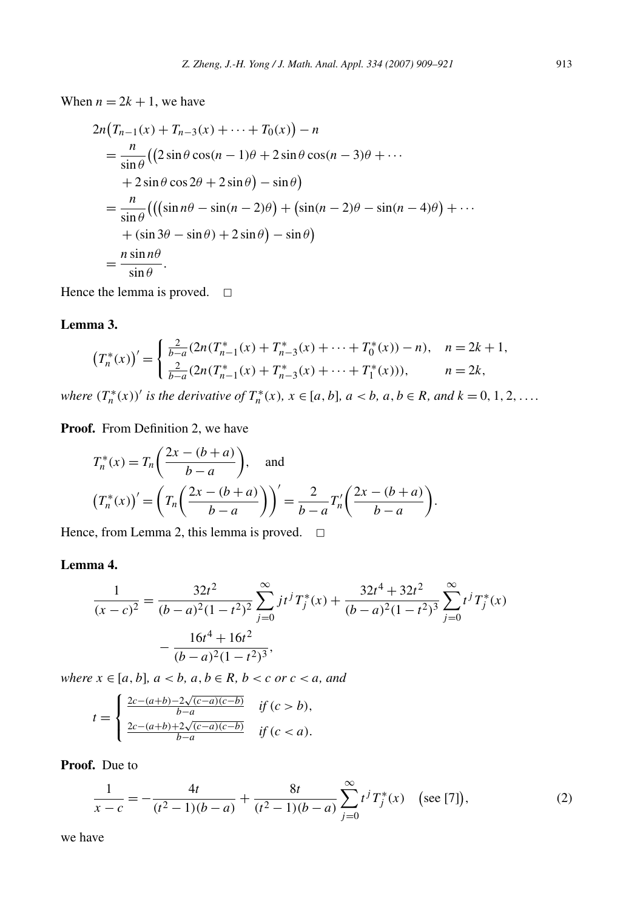When $n = 2k + 1$, we have

$$
\begin{aligned}
&2n\big(T_{n-1}(x) + T_{n-3}(x) + \cdots + T_0(x)\big) - n \\
&= \frac{n}{\sin\theta}\Big(\big(2\sin\theta\cos(n-1)\theta + 2\sin\theta\cos(n-3)\theta + \cdots \\
&\quad + 2\sin\theta\cos 2\theta + 2\sin\theta\big) - \sin\theta\Big) \\
&= \frac{n}{\sin\theta}\Big(\Big(\big(\sin n\theta - \sin(n-2)\theta\big) + \big(\sin(n-2)\theta - \sin(n-4)\theta\big) + \cdots \\
&\quad + (\sin 3\theta - \sin\theta) + 2\sin\theta\Big) - \sin\theta\Big) \\
&= \frac{n\sin n\theta}{\sin\theta}.
\end{aligned}
$$

Hence the lemma is proved. $\square$

**Lemma 3.**

$$
\big(T_n^*(x)\big)' = \begin{cases} \frac{2}{b-a}\big(2n(T_{n-1}^*(x) + T_{n-3}^*(x) + \cdots + T_0^*(x)) - n\big), & n = 2k+1, \\ \frac{2}{b-a}\big(2n(T_{n-1}^*(x) + T_{n-3}^*(x) + \cdots + T_1^*(x))\big), & n = 2k, \end{cases}
$$

*where $(T_n^*(x))'$ is the derivative of $T_n^*(x)$, $x \in [a,b]$, $a < b$, $a, b \in R$, and $k = 0, 1, 2, \ldots$.*

**Proof.** From Definition 2, we have

$$
\begin{aligned}
&T_n^*(x) = T_n\bigg(\frac{2x-(b+a)}{b-a}\bigg), \quad \text{and} \\
&\big(T_n^*(x)\big)' = \bigg(T_n\bigg(\frac{2x-(b+a)}{b-a}\bigg)\bigg)' = \frac{2}{b-a}T_n'\bigg(\frac{2x-(b+a)}{b-a}\bigg).
\end{aligned}
$$

Hence, from Lemma 2, this lemma is proved. $\square$

**Lemma 4.**

$$
\begin{aligned}
\frac{1}{(x-c)^2} &= \frac{32t^2}{(b-a)^2(1-t^2)^2}\sum_{j=0}^{\infty} j t^j T_j^*(x) + \frac{32t^4 + 32t^2}{(b-a)^2(1-t^2)^3}\sum_{j=0}^{\infty} t^j T_j^*(x) \\
&\quad - \frac{16t^4 + 16t^2}{(b-a)^2(1-t^2)^3},
\end{aligned}
$$

*where $x \in [a,b]$, $a < b$, $a, b \in R$, $b < c$ or $c < a$, and*

$$
t = \begin{cases} \frac{2c-(a+b)-2\sqrt{(c-a)(c-b)}}{b-a} & \text{if } (c > b), \\ \frac{2c-(a+b)+2\sqrt{(c-a)(c-b)}}{b-a} & \text{if } (c < a). \end{cases}
$$

**Proof.** Due to

$$
\frac{1}{x-c} = -\frac{4t}{(t^2-1)(b-a)} + \frac{8t}{(t^2-1)(b-a)}\sum_{j=0}^{\infty} t^j T_j^*(x) \quad \big(\text{see [7]}\big), \tag{2}
$$

we have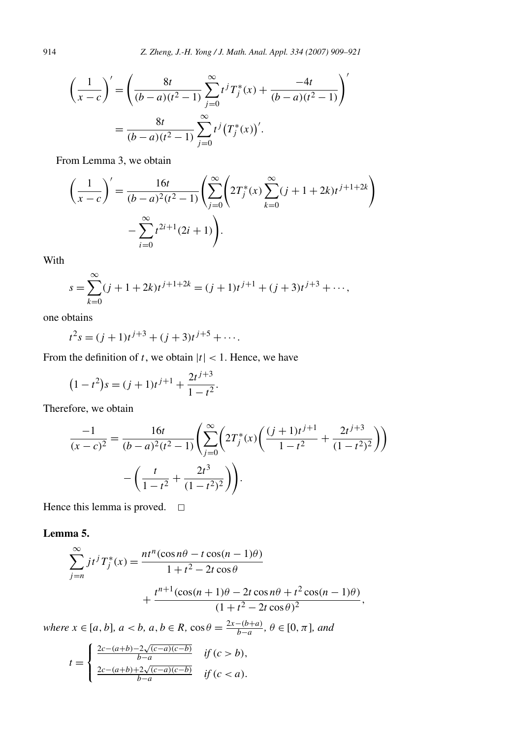$$\left(\frac{1}{x-c}\right)' = \left(\frac{8t}{(b-a)(t^2-1)}\sum_{j=0}^{\infty} t^j T_j^*(x) + \frac{-4t}{(b-a)(t^2-1)}\right)'$$

$$= \frac{8t}{(b-a)(t^2-1)}\sum_{j=0}^{\infty} t^j \left(T_j^*(x)\right)'.$$

From Lemma 3, we obtain

$$\left(\frac{1}{x-c}\right)' = \frac{16t}{(b-a)^2(t^2-1)}\left(\sum_{j=0}^{\infty}\left(2T_j^*(x)\sum_{k=0}^{\infty}(j+1+2k)t^{j+1+2k}\right) - \sum_{i=0}^{\infty} t^{2i+1}(2i+1)\right).$$

With

$$s = \sum_{k=0}^{\infty}(j+1+2k)t^{j+1+2k} = (j+1)t^{j+1} + (j+3)t^{j+3} + \cdots,$$

one obtains

$$t^2 s = (j+1)t^{j+3} + (j+3)t^{j+5} + \cdots.$$

From the definition of $t$, we obtain $|t| < 1$. Hence, we have

$$\left(1-t^2\right)s = (j+1)t^{j+1} + \frac{2t^{j+3}}{1-t^2}.$$

Therefore, we obtain

$$\frac{-1}{(x-c)^2} = \frac{16t}{(b-a)^2(t^2-1)}\left(\sum_{j=0}^{\infty}\left(2T_j^*(x)\left(\frac{(j+1)t^{j+1}}{1-t^2} + \frac{2t^{j+3}}{(1-t^2)^2}\right)\right) - \left(\frac{t}{1-t^2} + \frac{2t^3}{(1-t^2)^2}\right)\right).$$

Hence this lemma is proved. □

**Lemma 5.**

$$\sum_{j=n}^{\infty} j t^j T_j^*(x) = \frac{nt^n(\cos n\theta - t\cos(n-1)\theta)}{1+t^2-2t\cos\theta} + \frac{t^{n+1}(\cos(n+1)\theta - 2t\cos n\theta + t^2\cos(n-1)\theta)}{(1+t^2-2t\cos\theta)^2},$$

*where* $x \in [a,b]$, $a < b$, $a, b \in R$, $\cos\theta = \frac{2x-(b+a)}{b-a}$, $\theta \in [0,\pi]$, *and*

$$t = \begin{cases} \frac{2c-(a+b)-2\sqrt{(c-a)(c-b)}}{b-a} & \text{if } (c > b), \\ \frac{2c-(a+b)+2\sqrt{(c-a)(c-b)}}{b-a} & \text{if } (c < a). \end{cases}$$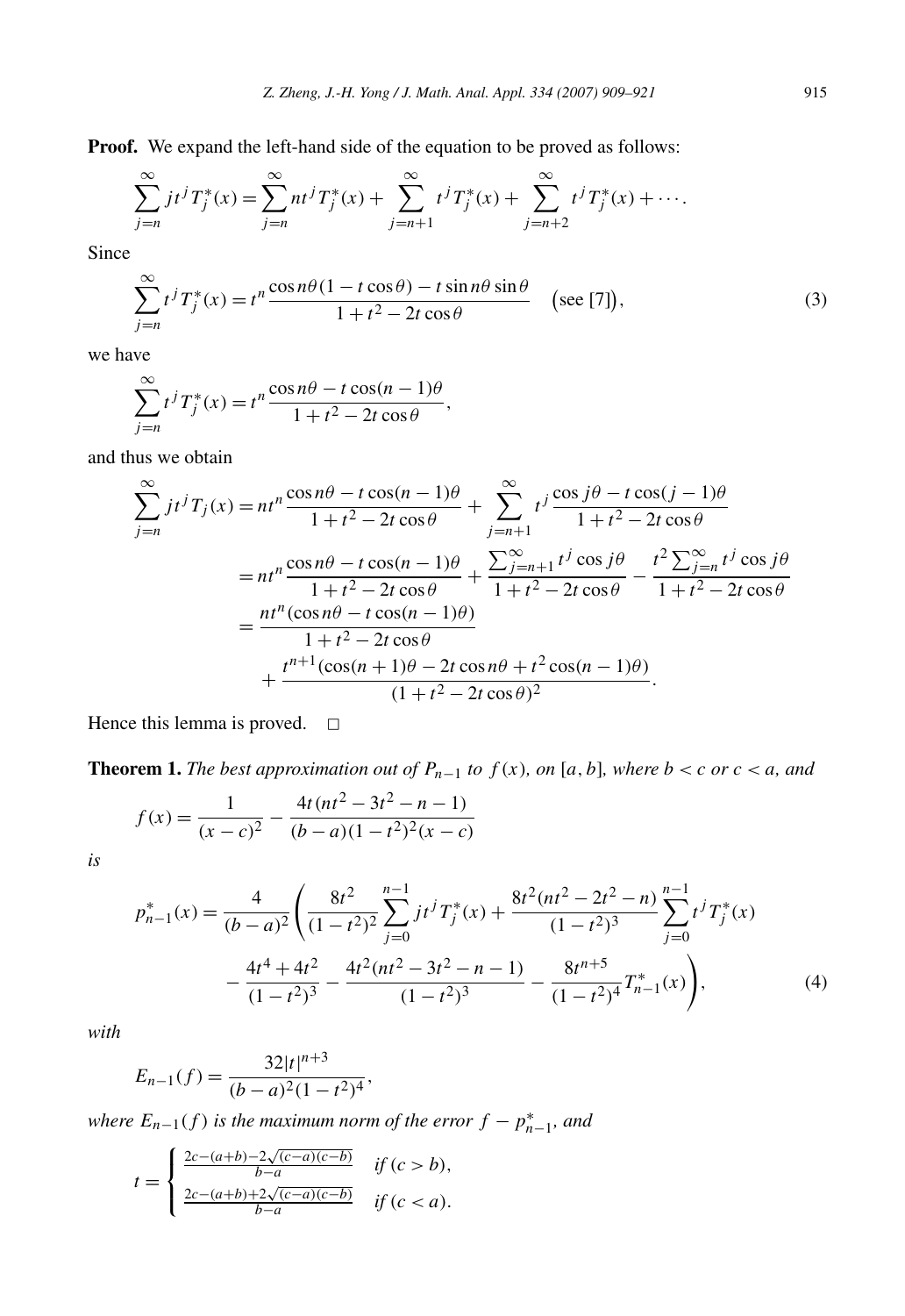**Proof.** We expand the left-hand side of the equation to be proved as follows:

$$\sum_{j=n}^{\infty} jt^j T_j^*(x) = \sum_{j=n}^{\infty} nt^j T_j^*(x) + \sum_{j=n+1}^{\infty} t^j T_j^*(x) + \sum_{j=n+2}^{\infty} t^j T_j^*(x) + \cdots.$$

Since

$$\sum_{j=n}^{\infty} t^j T_j^*(x) = t^n \frac{\cos n\theta(1 - t\cos\theta) - t\sin n\theta \sin\theta}{1 + t^2 - 2t\cos\theta} \quad \big(\text{see [7]}\big), \tag{3}$$

we have

$$\sum_{j=n}^{\infty} t^j T_j^*(x) = t^n \frac{\cos n\theta - t\cos(n-1)\theta}{1 + t^2 - 2t\cos\theta},$$

and thus we obtain

$$\begin{aligned}
\sum_{j=n}^{\infty} jt^j T_j(x) &= nt^n \frac{\cos n\theta - t\cos(n-1)\theta}{1 + t^2 - 2t\cos\theta} + \sum_{j=n+1}^{\infty} t^j \frac{\cos j\theta - t\cos(j-1)\theta}{1 + t^2 - 2t\cos\theta} \\
&= nt^n \frac{\cos n\theta - t\cos(n-1)\theta}{1 + t^2 - 2t\cos\theta} + \frac{\sum_{j=n+1}^{\infty} t^j \cos j\theta}{1 + t^2 - 2t\cos\theta} - \frac{t^2 \sum_{j=n}^{\infty} t^j \cos j\theta}{1 + t^2 - 2t\cos\theta} \\
&= \frac{nt^n(\cos n\theta - t\cos(n-1)\theta)}{1 + t^2 - 2t\cos\theta} \\
&\quad + \frac{t^{n+1}(\cos(n+1)\theta - 2t\cos n\theta + t^2\cos(n-1)\theta)}{(1 + t^2 - 2t\cos\theta)^2}.
\end{aligned}$$

Hence this lemma is proved. □

**Theorem 1.** *The best approximation out of $P_{n-1}$ to $f(x)$, on $[a,b]$, where $b < c$ or $c < a$, and*

$$f(x) = \frac{1}{(x-c)^2} - \frac{4t(nt^2 - 3t^2 - n - 1)}{(b-a)(1-t^2)^2(x-c)}$$

*is*

$$\begin{aligned}
p_{n-1}^*(x) = \frac{4}{(b-a)^2}\Bigg(&\frac{8t^2}{(1-t^2)^2}\sum_{j=0}^{n-1} jt^j T_j^*(x) + \frac{8t^2(nt^2 - 2t^2 - n)}{(1-t^2)^3}\sum_{j=0}^{n-1} t^j T_j^*(x) \\
&- \frac{4t^4 + 4t^2}{(1-t^2)^3} - \frac{4t^2(nt^2 - 3t^2 - n - 1)}{(1-t^2)^3} - \frac{8t^{n+5}}{(1-t^2)^4} T_{n-1}^*(x)\Bigg),
\end{aligned} \tag{4}$$

*with*

$$E_{n-1}(f) = \frac{32|t|^{n+3}}{(b-a)^2(1-t^2)^4},$$

*where $E_{n-1}(f)$ is the maximum norm of the error $f - p_{n-1}^*$, and*

$$t = \begin{cases} \frac{2c-(a+b)-2\sqrt{(c-a)(c-b)}}{b-a} & \text{if } (c > b), \\ \frac{2c-(a+b)+2\sqrt{(c-a)(c-b)}}{b-a} & \text{if } (c < a). \end{cases}$$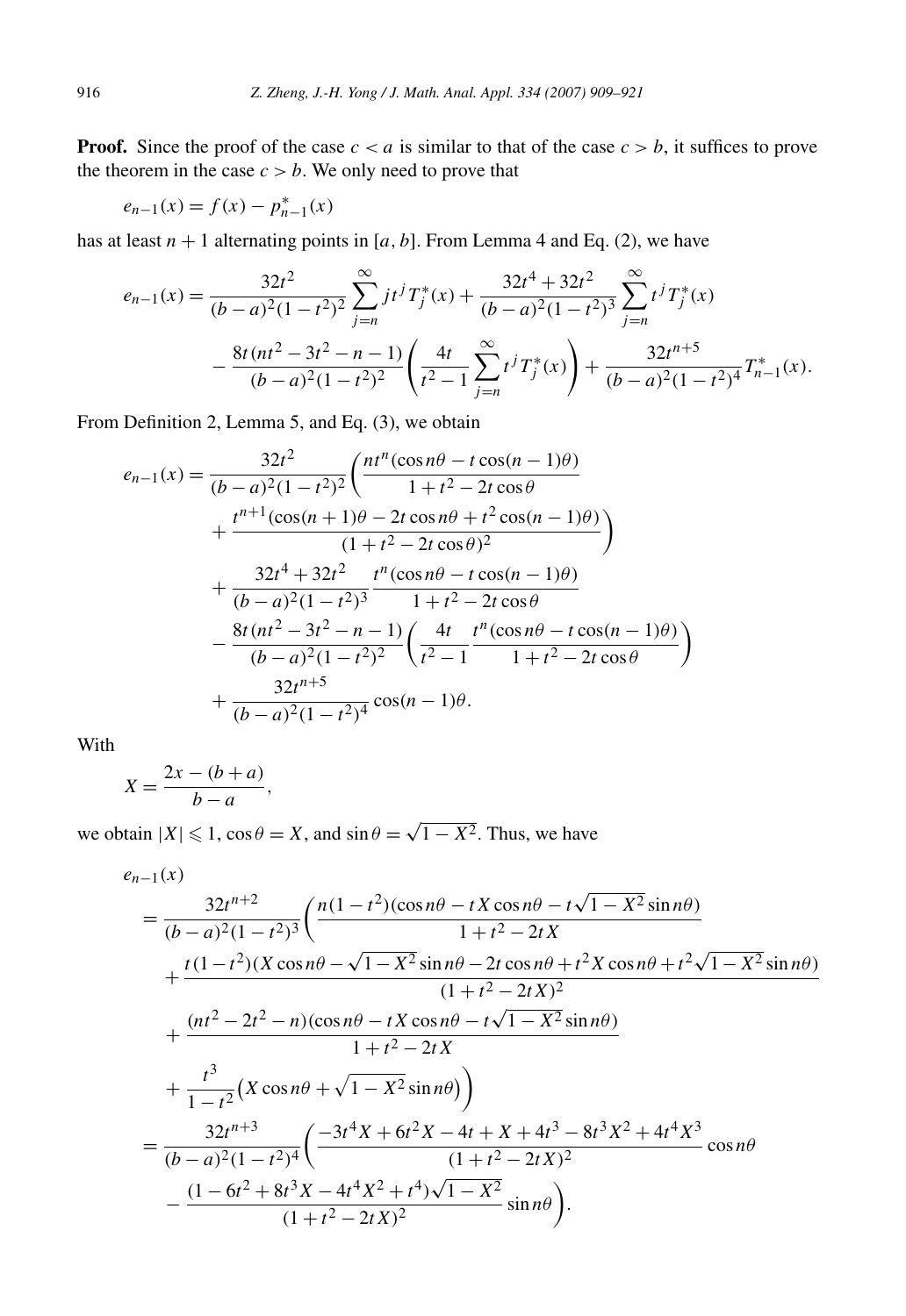**Proof.** Since the proof of the case $c < a$ is similar to that of the case $c > b$, it suffices to prove the theorem in the case $c > b$. We only need to prove that

$$e_{n-1}(x) = f(x) - p^*_{n-1}(x)$$

has at least $n+1$ alternating points in $[a, b]$. From Lemma 4 and Eq. (2), we have

$$\begin{aligned}
e_{n-1}(x) &= \frac{32t^2}{(b-a)^2(1-t^2)^2} \sum_{j=n}^{\infty} j t^j T^*_j(x) + \frac{32t^4 + 32t^2}{(b-a)^2(1-t^2)^3} \sum_{j=n}^{\infty} t^j T^*_j(x) \\
&\quad - \frac{8t(nt^2 - 3t^2 - n - 1)}{(b-a)^2(1-t^2)^2} \left( \frac{4t}{t^2-1} \sum_{j=n}^{\infty} t^j T^*_j(x) \right) + \frac{32t^{n+5}}{(b-a)^2(1-t^2)^4} T^*_{n-1}(x).
\end{aligned}$$

From Definition 2, Lemma 5, and Eq. (3), we obtain

$$\begin{aligned}
e_{n-1}(x) &= \frac{32t^2}{(b-a)^2(1-t^2)^2} \left( \frac{nt^n(\cos n\theta - t\cos(n-1)\theta)}{1 + t^2 - 2t\cos\theta} \right. \\
&\quad \left. + \frac{t^{n+1}(\cos(n+1)\theta - 2t\cos n\theta + t^2\cos(n-1)\theta)}{(1+t^2-2t\cos\theta)^2} \right) \\
&\quad + \frac{32t^4 + 32t^2}{(b-a)^2(1-t^2)^3} \frac{t^n(\cos n\theta - t\cos(n-1)\theta)}{1+t^2-2t\cos\theta} \\
&\quad - \frac{8t(nt^2 - 3t^2 - n - 1)}{(b-a)^2(1-t^2)^2} \left( \frac{4t}{t^2-1} \frac{t^n(\cos n\theta - t\cos(n-1)\theta)}{1+t^2-2t\cos\theta} \right) \\
&\quad + \frac{32t^{n+5}}{(b-a)^2(1-t^2)^4} \cos(n-1)\theta.
\end{aligned}$$

With

$$X = \frac{2x - (b+a)}{b-a},$$

we obtain $|X| \leqslant 1$, $\cos\theta = X$, and $\sin\theta = \sqrt{1-X^2}$. Thus, we have

$$\begin{aligned}
&e_{n-1}(x) \\
&= \frac{32t^{n+2}}{(b-a)^2(1-t^2)^3} \left( \frac{n(1-t^2)(\cos n\theta - tX\cos n\theta - t\sqrt{1-X^2}\sin n\theta)}{1+t^2-2tX} \right. \\
&\quad + \frac{t(1-t^2)(X\cos n\theta - \sqrt{1-X^2}\sin n\theta - 2t\cos n\theta + t^2 X\cos n\theta + t^2\sqrt{1-X^2}\sin n\theta)}{(1+t^2-2tX)^2} \\
&\quad + \frac{(nt^2 - 2t^2 - n)(\cos n\theta - tX\cos n\theta - t\sqrt{1-X^2}\sin n\theta)}{1+t^2-2tX} \\
&\quad \left. + \frac{t^3}{1-t^2}\bigl(X\cos n\theta + \sqrt{1-X^2}\sin n\theta\bigr) \right) \\
&= \frac{32t^{n+3}}{(b-a)^2(1-t^2)^4} \left( \frac{-3t^4X + 6t^2X - 4t + X + 4t^3 - 8t^3X^2 + 4t^4X^3}{(1+t^2-2tX)^2} \cos n\theta \right. \\
&\quad \left. - \frac{(1 - 6t^2 + 8t^3X - 4t^4X^2 + t^4)\sqrt{1-X^2}}{(1+t^2-2tX)^2} \sin n\theta \right).
\end{aligned}$$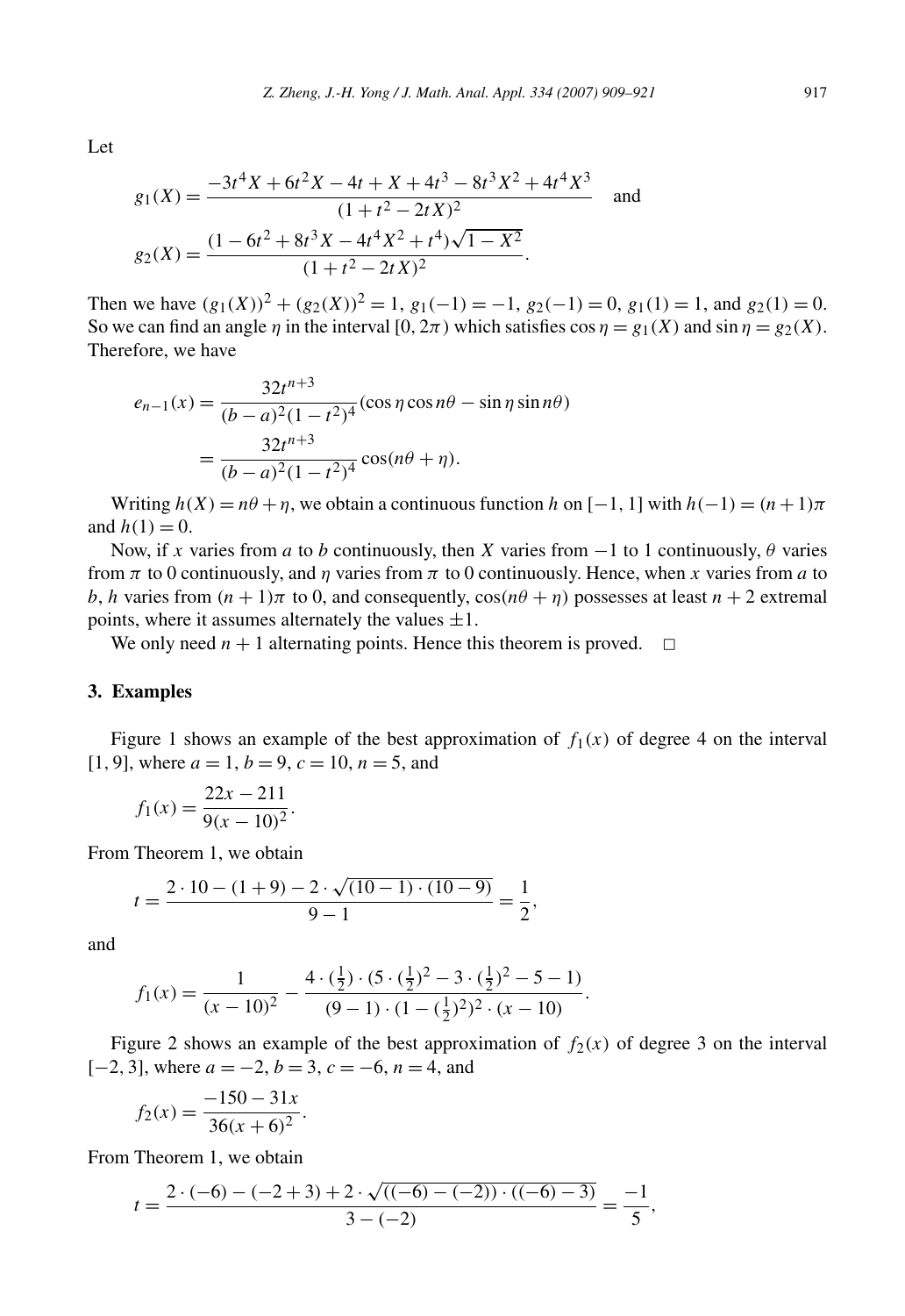Let

$$g_1(X) = \frac{-3t^4X + 6t^2X - 4t + X + 4t^3 - 8t^3X^2 + 4t^4X^3}{(1+t^2-2tX)^2} \quad \text{and}$$

$$g_2(X) = \frac{(1 - 6t^2 + 8t^3X - 4t^4X^2 + t^4)\sqrt{1-X^2}}{(1+t^2-2tX)^2}.$$

Then we have $(g_1(X))^2 + (g_2(X))^2 = 1$, $g_1(-1) = -1$, $g_2(-1) = 0$, $g_1(1) = 1$, and $g_2(1) = 0$. So we can find an angle $\eta$ in the interval $[0, 2\pi)$ which satisfies $\cos\eta = g_1(X)$ and $\sin\eta = g_2(X)$. Therefore, we have

$$\begin{aligned}
e_{n-1}(x) &= \frac{32t^{n+3}}{(b-a)^2(1-t^2)^4}(\cos\eta\cos n\theta - \sin\eta\sin n\theta) \\
&= \frac{32t^{n+3}}{(b-a)^2(1-t^2)^4}\cos(n\theta + \eta).
\end{aligned}$$

Writing $h(X) = n\theta + \eta$, we obtain a continuous function $h$ on $[-1, 1]$ with $h(-1) = (n+1)\pi$ and $h(1) = 0$.

Now, if $x$ varies from $a$ to $b$ continuously, then $X$ varies from $-1$ to $1$ continuously, $\theta$ varies from $\pi$ to $0$ continuously, and $\eta$ varies from $\pi$ to $0$ continuously. Hence, when $x$ varies from $a$ to $b$, $h$ varies from $(n+1)\pi$ to $0$, and consequently, $\cos(n\theta + \eta)$ possesses at least $n+2$ extremal points, where it assumes alternately the values $\pm 1$.

We only need $n+1$ alternating points. Hence this theorem is proved. □

## 3. Examples

Figure 1 shows an example of the best approximation of $f_1(x)$ of degree 4 on the interval $[1, 9]$, where $a = 1$, $b = 9$, $c = 10$, $n = 5$, and

$$f_1(x) = \frac{22x - 211}{9(x-10)^2}.$$

From Theorem 1, we obtain

$$t = \frac{2 \cdot 10 - (1+9) - 2 \cdot \sqrt{(10-1) \cdot (10-9)}}{9-1} = \frac{1}{2},$$

and

$$f_1(x) = \frac{1}{(x-10)^2} - \frac{4 \cdot (\frac{1}{2}) \cdot (5 \cdot (\frac{1}{2})^2 - 3 \cdot (\frac{1}{2})^2 - 5 - 1)}{(9-1) \cdot (1 - (\frac{1}{2})^2)^2 \cdot (x-10)}.$$

Figure 2 shows an example of the best approximation of $f_2(x)$ of degree 3 on the interval $[-2, 3]$, where $a = -2$, $b = 3$, $c = -6$, $n = 4$, and

$$f_2(x) = \frac{-150 - 31x}{36(x+6)^2}.$$

From Theorem 1, we obtain

$$t = \frac{2 \cdot (-6) - (-2+3) + 2 \cdot \sqrt{((-6)-(-2)) \cdot ((-6)-3)}}{3-(-2)} = \frac{-1}{5},$$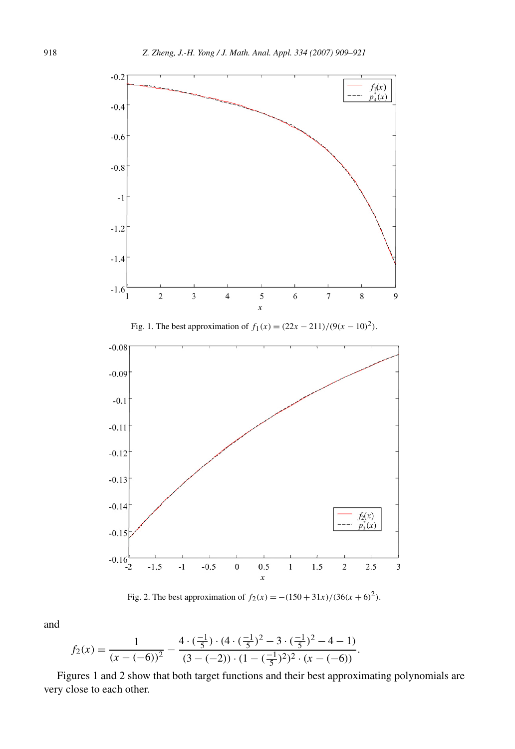Fig. 1. The best approximation of $f_1(x) = (22x - 211)/(9(x-10)^2)$.

Fig. 2. The best approximation of $f_2(x) = -(150 + 31x)/(36(x+6)^2)$.

and

$$f_2(x) = \frac{1}{(x-(-6))^2} - \frac{4 \cdot (\frac{-1}{5}) \cdot (4 \cdot (\frac{-1}{5})^2 - 3 \cdot (\frac{-1}{5})^2 - 4 - 1)}{(3-(-2)) \cdot (1 - (\frac{-1}{5})^2)^2 \cdot (x - (-6))}.$$

Figures 1 and 2 show that both target functions and their best approximating polynomials are very close to each other.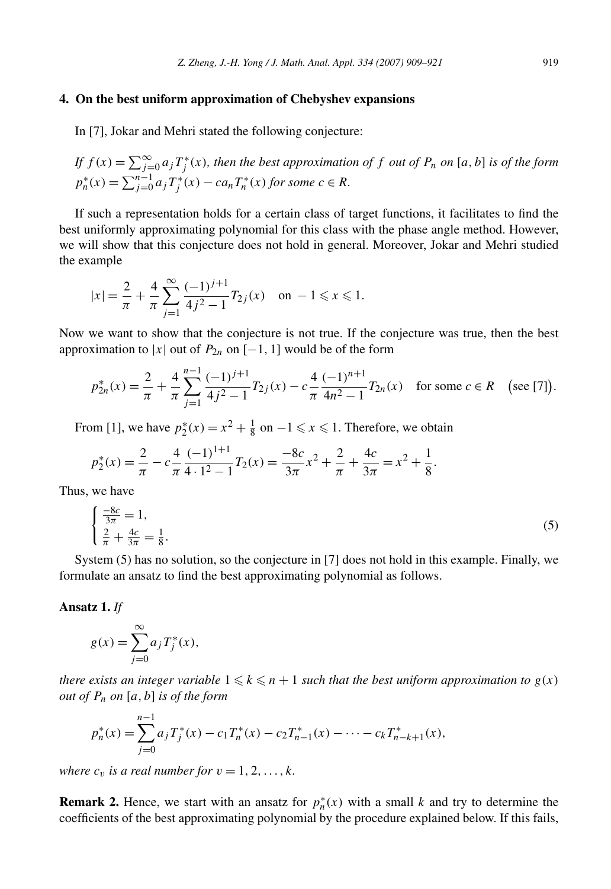## 4. On the best uniform approximation of Chebyshev expansions

In [7], Jokar and Mehri stated the following conjecture:

*If $f(x) = \sum_{j=0}^{\infty} a_j T_j^*(x)$, then the best approximation of $f$ out of $P_n$ on $[a,b]$ is of the form $p_n^*(x) = \sum_{j=0}^{n-1} a_j T_j^*(x) - c a_n T_n^*(x)$ for some $c \in R$.*

If such a representation holds for a certain class of target functions, it facilitates to find the best uniformly approximating polynomial for this class with the phase angle method. However, we will show that this conjecture does not hold in general. Moreover, Jokar and Mehri studied the example

$$|x| = \frac{2}{\pi} + \frac{4}{\pi} \sum_{j=1}^{\infty} \frac{(-1)^{j+1}}{4j^2 - 1} T_{2j}(x) \quad \text{on } -1 \leqslant x \leqslant 1.$$

Now we want to show that the conjecture is not true. If the conjecture was true, then the best approximation to $|x|$ out of $P_{2n}$ on $[-1,1]$ would be of the form

$$p_{2n}^*(x) = \frac{2}{\pi} + \frac{4}{\pi} \sum_{j=1}^{n-1} \frac{(-1)^{j+1}}{4j^2 - 1} T_{2j}(x) - c \frac{4}{\pi} \frac{(-1)^{n+1}}{4n^2 - 1} T_{2n}(x) \quad \text{for some } c \in R \quad \big(\text{see [7]}\big).$$

From [1], we have $p_2^*(x) = x^2 + \frac{1}{8}$ on $-1 \leqslant x \leqslant 1$. Therefore, we obtain

$$p_2^*(x) = \frac{2}{\pi} - c \frac{4}{\pi} \frac{(-1)^{1+1}}{4 \cdot 1^2 - 1} T_2(x) = \frac{-8c}{3\pi} x^2 + \frac{2}{\pi} + \frac{4c}{3\pi} = x^2 + \frac{1}{8}.$$

Thus, we have

$$\begin{cases} \frac{-8c}{3\pi} = 1, \\ \frac{2}{\pi} + \frac{4c}{3\pi} = \frac{1}{8}. \end{cases} \tag{5}$$

System (5) has no solution, so the conjecture in [7] does not hold in this example. Finally, we formulate an ansatz to find the best approximating polynomial as follows.

**Ansatz 1.** *If*

$$g(x) = \sum_{j=0}^{\infty} a_j T_j^*(x),$$

*there exists an integer variable $1 \leqslant k \leqslant n+1$ such that the best uniform approximation to $g(x)$ out of $P_n$ on $[a,b]$ is of the form*

$$p_n^*(x) = \sum_{j=0}^{n-1} a_j T_j^*(x) - c_1 T_n^*(x) - c_2 T_{n-1}^*(x) - \cdots - c_k T_{n-k+1}^*(x),$$

*where $c_v$ is a real number for $v = 1, 2, \ldots, k$.*

**Remark 2.** Hence, we start with an ansatz for $p_n^*(x)$ with a small $k$ and try to determine the coefficients of the best approximating polynomial by the procedure explained below. If this fails,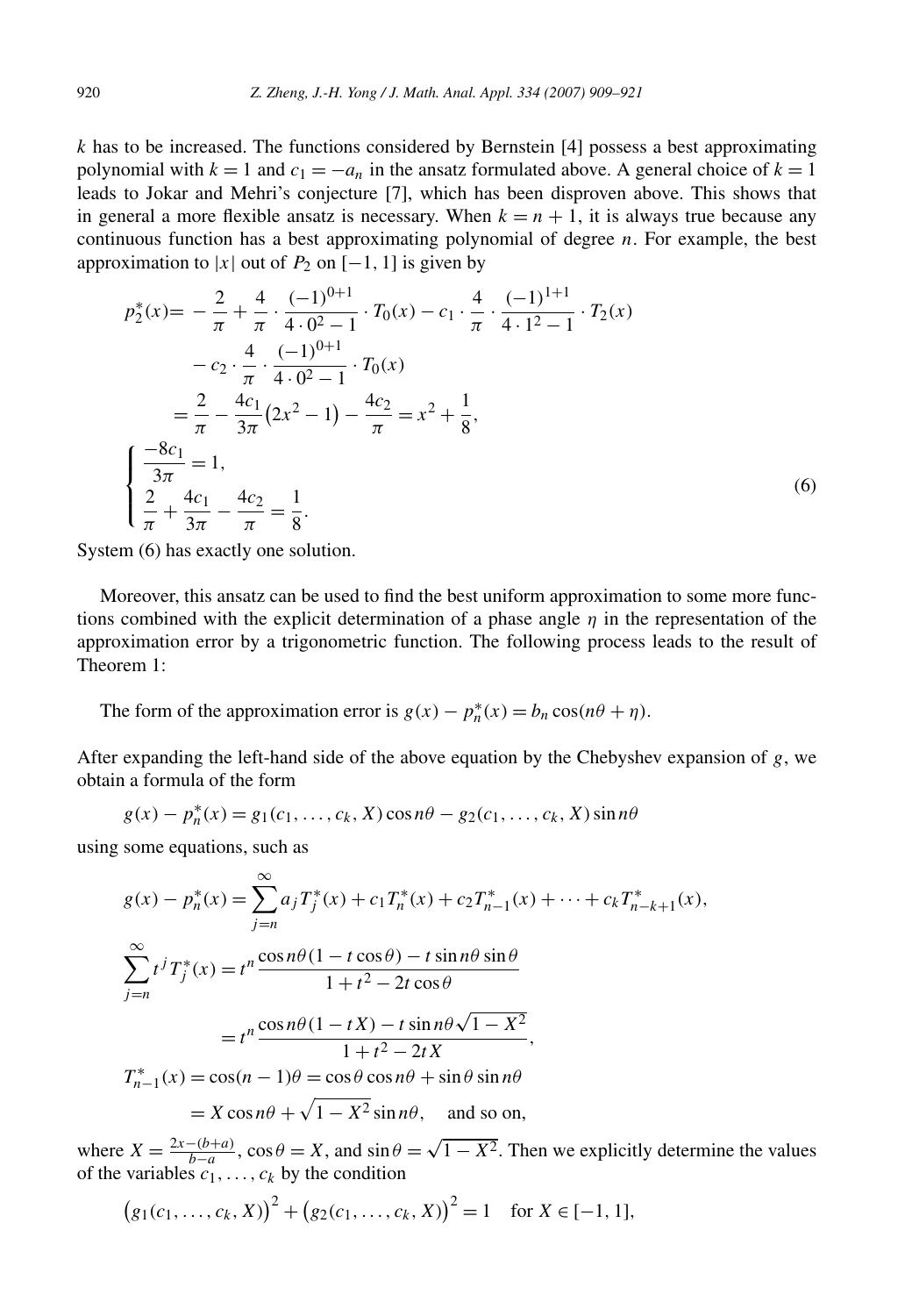$k$ has to be increased. The functions considered by Bernstein [4] possess a best approximating polynomial with $k = 1$ and $c_1 = -a_n$ in the ansatz formulated above. A general choice of $k = 1$ leads to Jokar and Mehri's conjecture [7], which has been disproven above. This shows that in general a more flexible ansatz is necessary. When $k = n + 1$, it is always true because any continuous function has a best approximating polynomial of degree $n$. For example, the best approximation to $|x|$ out of $P_2$ on $[-1, 1]$ is given by

$$
\begin{aligned}
p_2^*(x) &= -\frac{2}{\pi} + \frac{4}{\pi} \cdot \frac{(-1)^{0+1}}{4 \cdot 0^2 - 1} \cdot T_0(x) - c_1 \cdot \frac{4}{\pi} \cdot \frac{(-1)^{1+1}}{4 \cdot 1^2 - 1} \cdot T_2(x) \\
&\quad - c_2 \cdot \frac{4}{\pi} \cdot \frac{(-1)^{0+1}}{4 \cdot 0^2 - 1} \cdot T_0(x) \\
&= \frac{2}{\pi} - \frac{4c_1}{3\pi}\left(2x^2 - 1\right) - \frac{4c_2}{\pi} = x^2 + \frac{1}{8},
\end{aligned}
$$

$$
\begin{cases}
\dfrac{-8c_1}{3\pi} = 1, \\[2mm]
\dfrac{2}{\pi} + \dfrac{4c_1}{3\pi} - \dfrac{4c_2}{\pi} = \dfrac{1}{8}.
\end{cases}
\tag{6}
$$

System (6) has exactly one solution.

Moreover, this ansatz can be used to find the best uniform approximation to some more functions combined with the explicit determination of a phase angle $\eta$ in the representation of the approximation error by a trigonometric function. The following process leads to the result of Theorem 1:

The form of the approximation error is $g(x) - p_n^*(x) = b_n \cos(n\theta + \eta)$.

After expanding the left-hand side of the above equation by the Chebyshev expansion of $g$, we obtain a formula of the form

$$
g(x) - p_n^*(x) = g_1(c_1, \ldots, c_k, X)\cos n\theta - g_2(c_1, \ldots, c_k, X)\sin n\theta
$$

using some equations, such as

$$
\begin{aligned}
g(x) - p_n^*(x) &= \sum_{j=n}^{\infty} a_j T_j^*(x) + c_1 T_n^*(x) + c_2 T_{n-1}^*(x) + \cdots + c_k T_{n-k+1}^*(x), \\
\sum_{j=n}^{\infty} t^j T_j^*(x) &= t^n \frac{\cos n\theta(1 - t\cos\theta) - t\sin n\theta \sin\theta}{1 + t^2 - 2t\cos\theta} \\
&= t^n \frac{\cos n\theta(1 - tX) - t\sin n\theta\sqrt{1 - X^2}}{1 + t^2 - 2tX}, \\
T_{n-1}^*(x) &= \cos(n-1)\theta = \cos\theta\cos n\theta + \sin\theta\sin n\theta \\
&= X\cos n\theta + \sqrt{1 - X^2}\sin n\theta, \quad \text{and so on,}
\end{aligned}
$$

where $X = \frac{2x-(b+a)}{b-a}$, $\cos\theta = X$, and $\sin\theta = \sqrt{1 - X^2}$. Then we explicitly determine the values of the variables $c_1, \ldots, c_k$ by the condition

$$
\left(g_1(c_1, \ldots, c_k, X)\right)^2 + \left(g_2(c_1, \ldots, c_k, X)\right)^2 = 1 \quad \text{for } X \in [-1, 1],
$$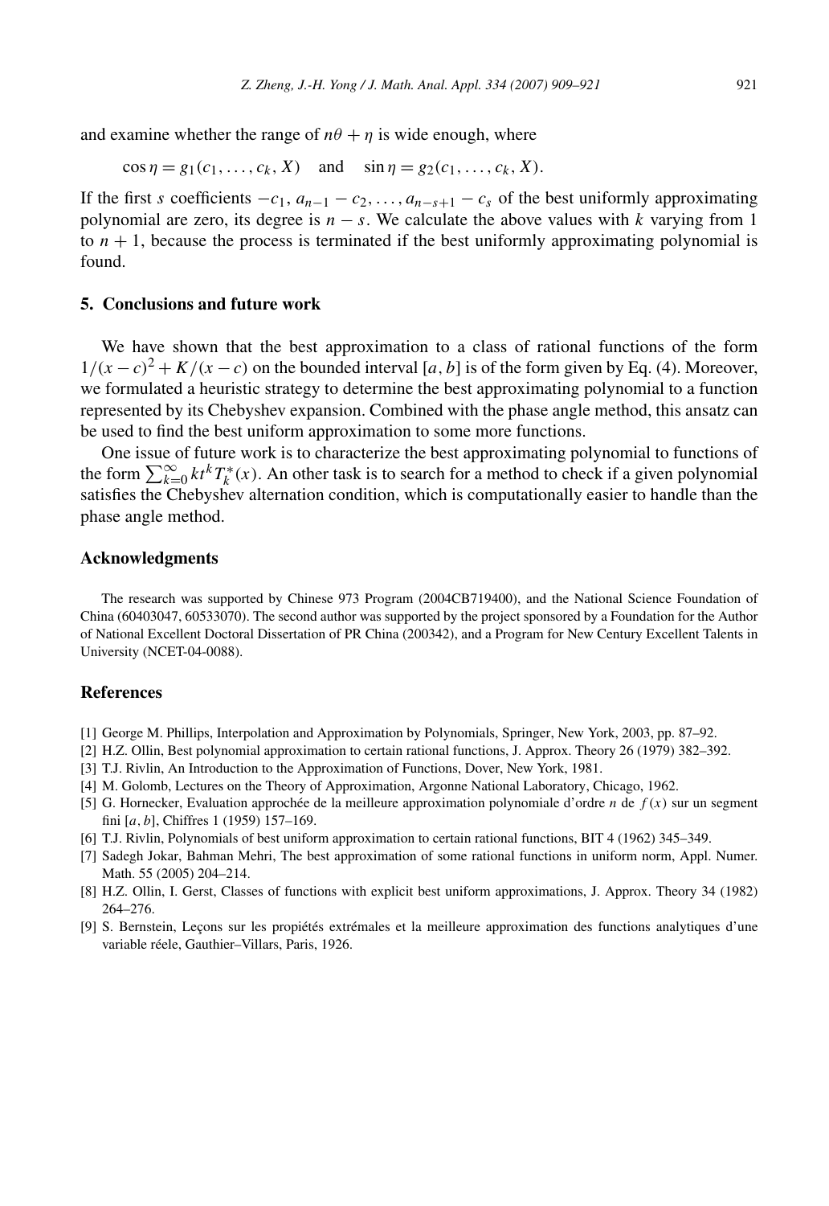and examine whether the range of $n\theta + \eta$ is wide enough, where

$$\cos\eta = g_1(c_1, \ldots, c_k, X) \quad \text{and} \quad \sin\eta = g_2(c_1, \ldots, c_k, X).$$

If the first $s$ coefficients $-c_1, a_{n-1} - c_2, \ldots, a_{n-s+1} - c_s$ of the best uniformly approximating polynomial are zero, its degree is $n - s$. We calculate the above values with $k$ varying from 1 to $n + 1$, because the process is terminated if the best uniformly approximating polynomial is found.

## 5. Conclusions and future work

We have shown that the best approximation to a class of rational functions of the form $1/(x - c)^2 + K/(x - c)$ on the bounded interval $[a, b]$ is of the form given by Eq. (4). Moreover, we formulated a heuristic strategy to determine the best approximating polynomial to a function represented by its Chebyshev expansion. Combined with the phase angle method, this ansatz can be used to find the best uniform approximation to some more functions.

One issue of future work is to characterize the best approximating polynomial to functions of the form $\sum_{k=0}^{\infty} kt^k T_k^*(x)$. An other task is to search for a method to check if a given polynomial satisfies the Chebyshev alternation condition, which is computationally easier to handle than the phase angle method.

## Acknowledgments

The research was supported by Chinese 973 Program (2004CB719400), and the National Science Foundation of China (60403047, 60533070). The second author was supported by the project sponsored by a Foundation for the Author of National Excellent Doctoral Dissertation of PR China (200342), and a Program for New Century Excellent Talents in University (NCET-04-0088).

## References

[1] George M. Phillips, Interpolation and Approximation by Polynomials, Springer, New York, 2003, pp. 87–92.

[2] H.Z. Ollin, Best polynomial approximation to certain rational functions, J. Approx. Theory 26 (1979) 382–392.

[3] T.J. Rivlin, An Introduction to the Approximation of Functions, Dover, New York, 1981.

[4] M. Golomb, Lectures on the Theory of Approximation, Argonne National Laboratory, Chicago, 1962.

[5] G. Hornecker, Evaluation approchée de la meilleure approximation polynomiale d'ordre $n$ de $f(x)$ sur un segment fini $[a, b]$, Chiffres 1 (1959) 157–169.

[6] T.J. Rivlin, Polynomials of best uniform approximation to certain rational functions, BIT 4 (1962) 345–349.

[7] Sadegh Jokar, Bahman Mehri, The best approximation of some rational functions in uniform norm, Appl. Numer. Math. 55 (2005) 204–214.

[8] H.Z. Ollin, I. Gerst, Classes of functions with explicit best uniform approximations, J. Approx. Theory 34 (1982) 264–276.

[9] S. Bernstein, Leçons sur les propiétés extrémales et la meilleure approximation des functions analytiques d'une variable réele, Gauthier–Villars, Paris, 1926.